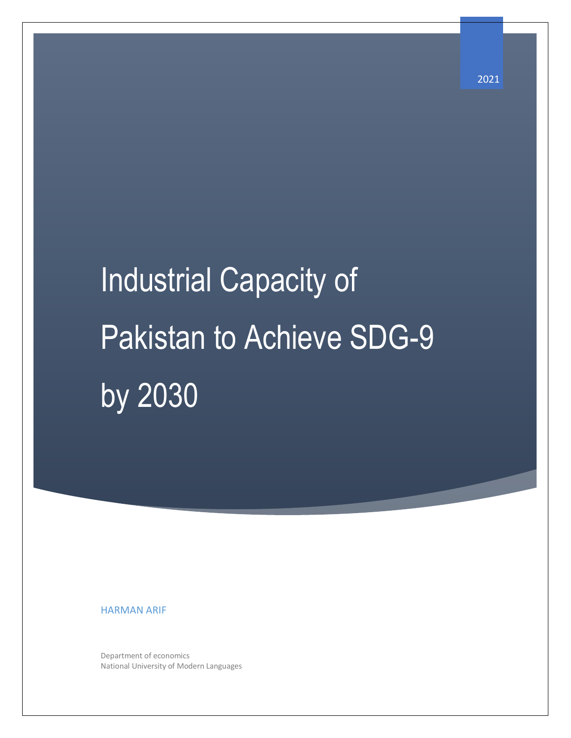2021

# Industrial Capacity of Pakistan to Achieve SDG-9 by 2030

HARMAN ARIF

Department of economics
National University of Modern Languages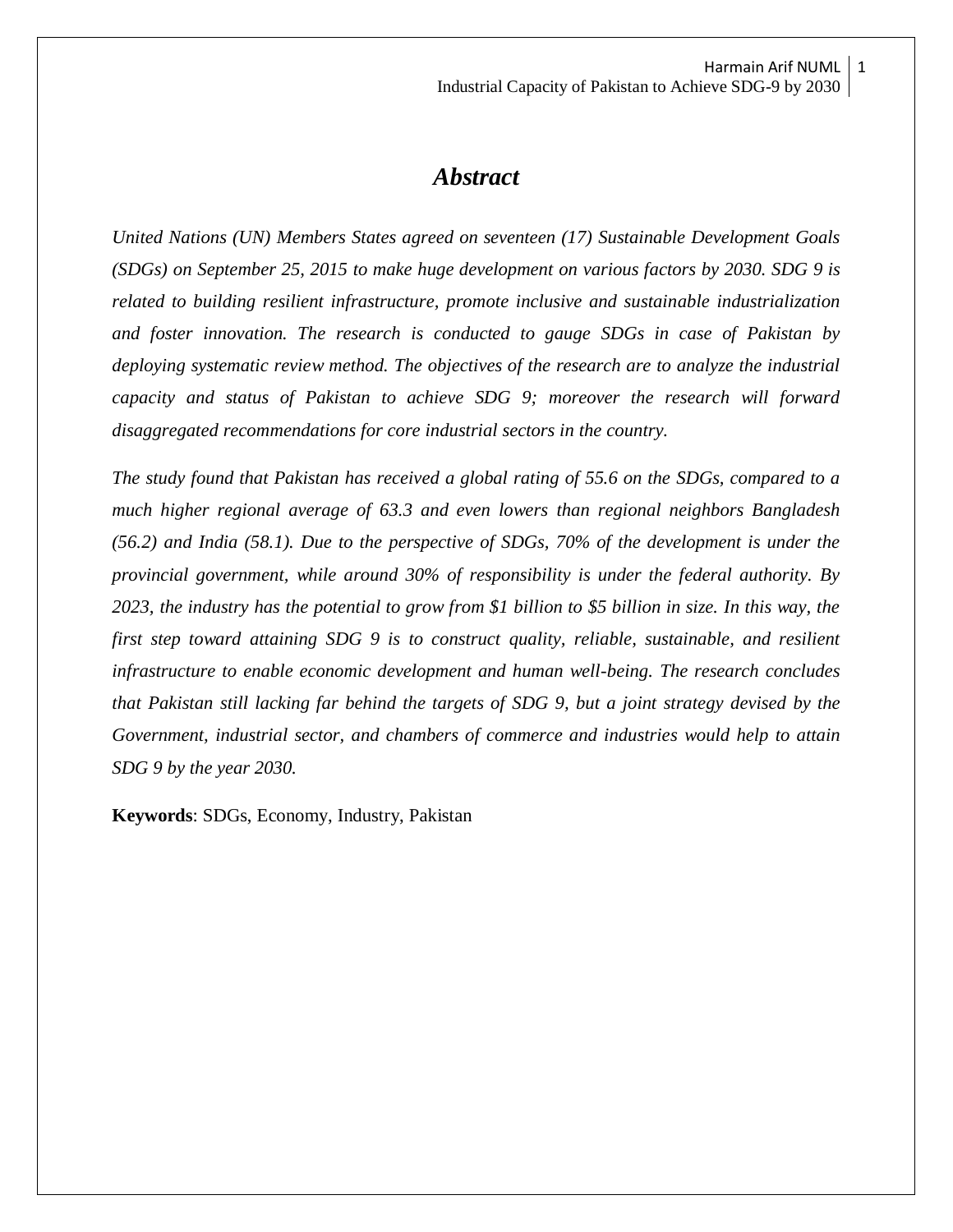# *Abstract*

*United Nations (UN) Members States agreed on seventeen (17) Sustainable Development Goals (SDGs) on September 25, 2015 to make huge development on various factors by 2030. SDG 9 is related to building resilient infrastructure, promote inclusive and sustainable industrialization and foster innovation. The research is conducted to gauge SDGs in case of Pakistan by deploying systematic review method. The objectives of the research are to analyze the industrial capacity and status of Pakistan to achieve SDG 9; moreover the research will forward disaggregated recommendations for core industrial sectors in the country.*

*The study found that Pakistan has received a global rating of 55.6 on the SDGs, compared to a much higher regional average of 63.3 and even lowers than regional neighbors Bangladesh (56.2) and India (58.1). Due to the perspective of SDGs, 70% of the development is under the provincial government, while around 30% of responsibility is under the federal authority. By 2023, the industry has the potential to grow from $1 billion to $5 billion in size. In this way, the first step toward attaining SDG 9 is to construct quality, reliable, sustainable, and resilient infrastructure to enable economic development and human well-being. The research concludes that Pakistan still lacking far behind the targets of SDG 9, but a joint strategy devised by the Government, industrial sector, and chambers of commerce and industries would help to attain SDG 9 by the year 2030.*

**Keywords**: SDGs, Economy, Industry, Pakistan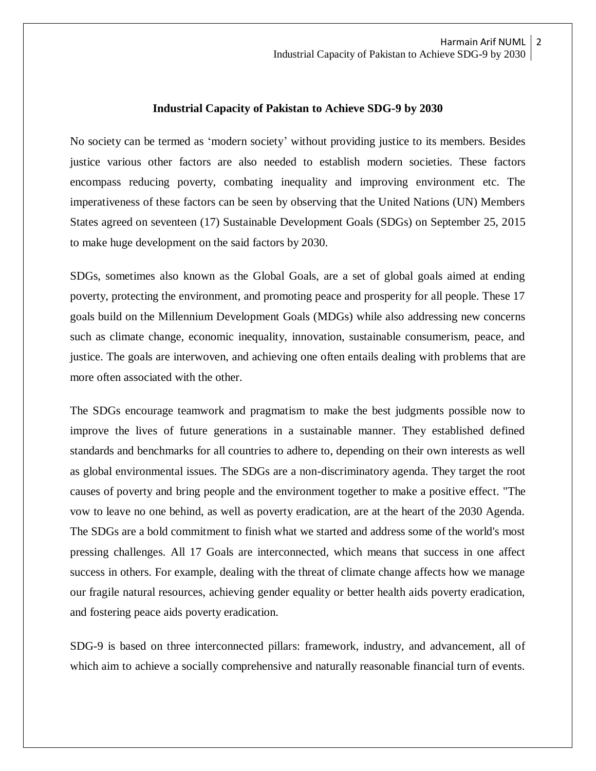**Industrial Capacity of Pakistan to Achieve SDG-9 by 2030**

No society can be termed as 'modern society' without providing justice to its members. Besides justice various other factors are also needed to establish modern societies. These factors encompass reducing poverty, combating inequality and improving environment etc. The imperativeness of these factors can be seen by observing that the United Nations (UN) Members States agreed on seventeen (17) Sustainable Development Goals (SDGs) on September 25, 2015 to make huge development on the said factors by 2030.

SDGs, sometimes also known as the Global Goals, are a set of global goals aimed at ending poverty, protecting the environment, and promoting peace and prosperity for all people. These 17 goals build on the Millennium Development Goals (MDGs) while also addressing new concerns such as climate change, economic inequality, innovation, sustainable consumerism, peace, and justice. The goals are interwoven, and achieving one often entails dealing with problems that are more often associated with the other.

The SDGs encourage teamwork and pragmatism to make the best judgments possible now to improve the lives of future generations in a sustainable manner. They established defined standards and benchmarks for all countries to adhere to, depending on their own interests as well as global environmental issues. The SDGs are a non-discriminatory agenda. They target the root causes of poverty and bring people and the environment together to make a positive effect. "The vow to leave no one behind, as well as poverty eradication, are at the heart of the 2030 Agenda. The SDGs are a bold commitment to finish what we started and address some of the world's most pressing challenges. All 17 Goals are interconnected, which means that success in one affect success in others. For example, dealing with the threat of climate change affects how we manage our fragile natural resources, achieving gender equality or better health aids poverty eradication, and fostering peace aids poverty eradication.

SDG-9 is based on three interconnected pillars: framework, industry, and advancement, all of which aim to achieve a socially comprehensive and naturally reasonable financial turn of events.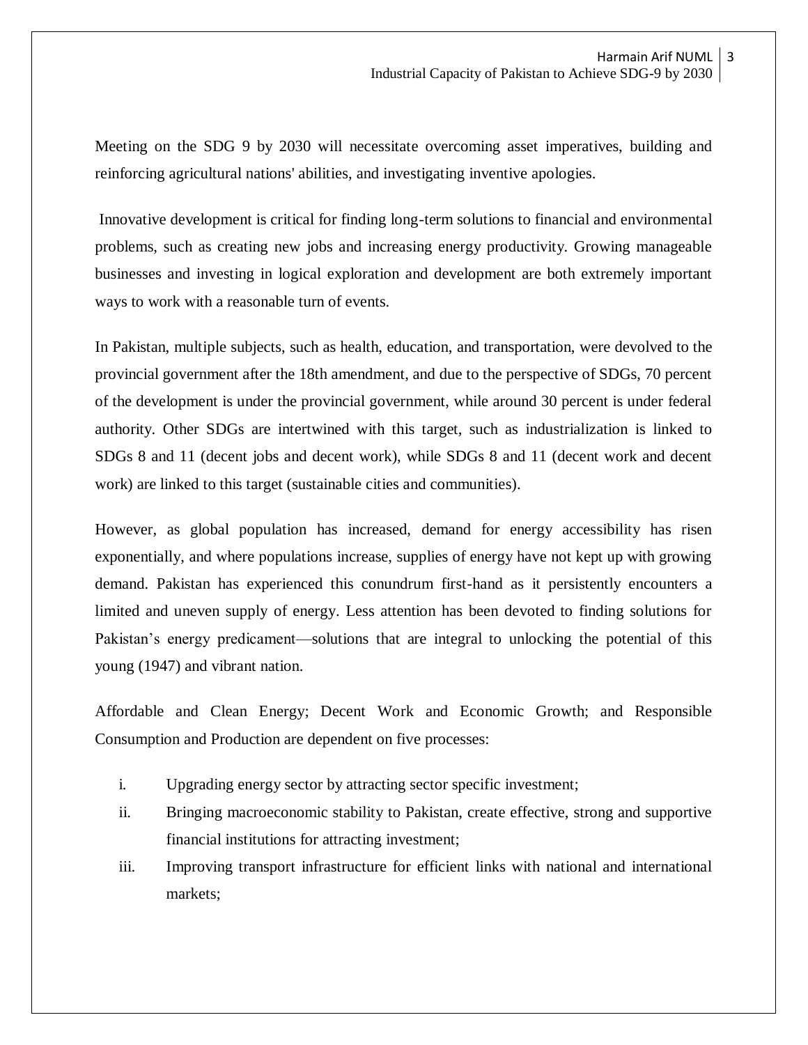Meeting on the SDG 9 by 2030 will necessitate overcoming asset imperatives, building and reinforcing agricultural nations' abilities, and investigating inventive apologies.

Innovative development is critical for finding long-term solutions to financial and environmental problems, such as creating new jobs and increasing energy productivity. Growing manageable businesses and investing in logical exploration and development are both extremely important ways to work with a reasonable turn of events.

In Pakistan, multiple subjects, such as health, education, and transportation, were devolved to the provincial government after the 18th amendment, and due to the perspective of SDGs, 70 percent of the development is under the provincial government, while around 30 percent is under federal authority. Other SDGs are intertwined with this target, such as industrialization is linked to SDGs 8 and 11 (decent jobs and decent work), while SDGs 8 and 11 (decent work and decent work) are linked to this target (sustainable cities and communities).

However, as global population has increased, demand for energy accessibility has risen exponentially, and where populations increase, supplies of energy have not kept up with growing demand. Pakistan has experienced this conundrum first-hand as it persistently encounters a limited and uneven supply of energy. Less attention has been devoted to finding solutions for Pakistan's energy predicament—solutions that are integral to unlocking the potential of this young (1947) and vibrant nation.

Affordable and Clean Energy; Decent Work and Economic Growth; and Responsible Consumption and Production are dependent on five processes:

i. Upgrading energy sector by attracting sector specific investment;

ii. Bringing macroeconomic stability to Pakistan, create effective, strong and supportive financial institutions for attracting investment;

iii. Improving transport infrastructure for efficient links with national and international markets;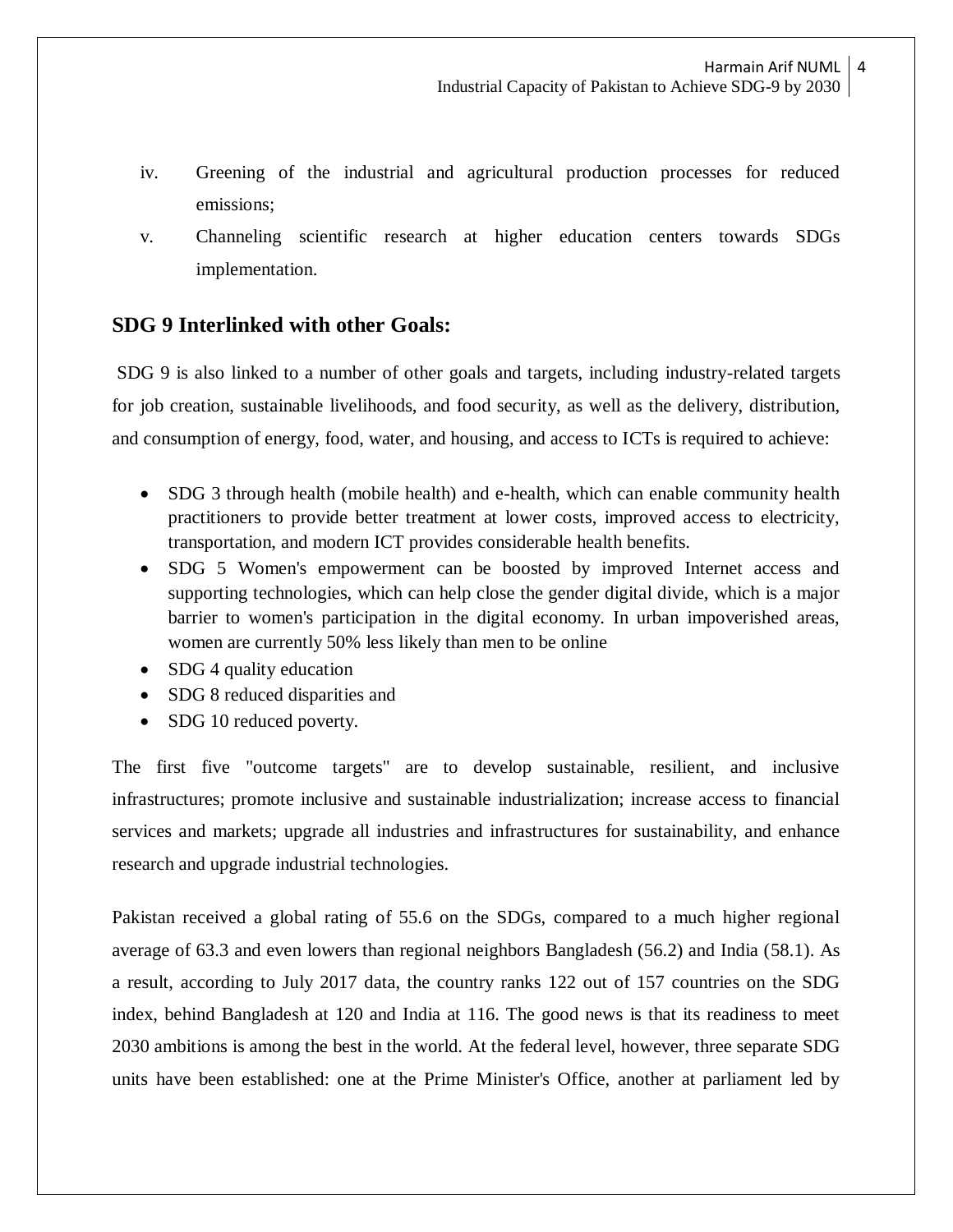iv. Greening of the industrial and agricultural production processes for reduced emissions;

v. Channeling scientific research at higher education centers towards SDGs implementation.

## SDG 9 Interlinked with other Goals:

SDG 9 is also linked to a number of other goals and targets, including industry-related targets for job creation, sustainable livelihoods, and food security, as well as the delivery, distribution, and consumption of energy, food, water, and housing, and access to ICTs is required to achieve:

- SDG 3 through health (mobile health) and e-health, which can enable community health practitioners to provide better treatment at lower costs, improved access to electricity, transportation, and modern ICT provides considerable health benefits.
- SDG 5 Women's empowerment can be boosted by improved Internet access and supporting technologies, which can help close the gender digital divide, which is a major barrier to women's participation in the digital economy. In urban impoverished areas, women are currently 50% less likely than men to be online
- SDG 4 quality education
- SDG 8 reduced disparities and
- SDG 10 reduced poverty.

The first five "outcome targets" are to develop sustainable, resilient, and inclusive infrastructures; promote inclusive and sustainable industrialization; increase access to financial services and markets; upgrade all industries and infrastructures for sustainability, and enhance research and upgrade industrial technologies.

Pakistan received a global rating of 55.6 on the SDGs, compared to a much higher regional average of 63.3 and even lowers than regional neighbors Bangladesh (56.2) and India (58.1). As a result, according to July 2017 data, the country ranks 122 out of 157 countries on the SDG index, behind Bangladesh at 120 and India at 116. The good news is that its readiness to meet 2030 ambitions is among the best in the world. At the federal level, however, three separate SDG units have been established: one at the Prime Minister's Office, another at parliament led by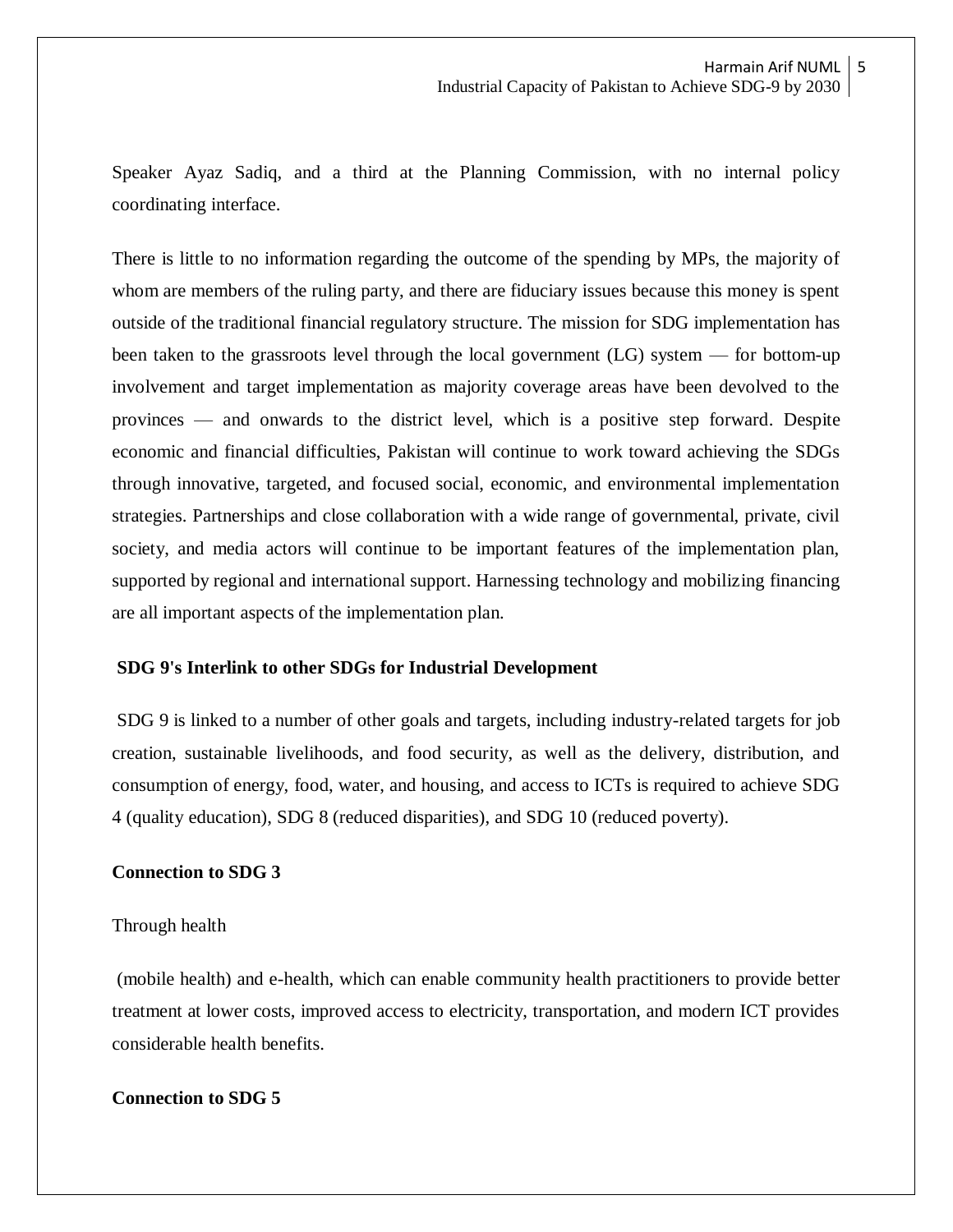Speaker Ayaz Sadiq, and a third at the Planning Commission, with no internal policy coordinating interface.

There is little to no information regarding the outcome of the spending by MPs, the majority of whom are members of the ruling party, and there are fiduciary issues because this money is spent outside of the traditional financial regulatory structure. The mission for SDG implementation has been taken to the grassroots level through the local government (LG) system — for bottom-up involvement and target implementation as majority coverage areas have been devolved to the provinces — and onwards to the district level, which is a positive step forward. Despite economic and financial difficulties, Pakistan will continue to work toward achieving the SDGs through innovative, targeted, and focused social, economic, and environmental implementation strategies. Partnerships and close collaboration with a wide range of governmental, private, civil society, and media actors will continue to be important features of the implementation plan, supported by regional and international support. Harnessing technology and mobilizing financing are all important aspects of the implementation plan.

**SDG 9's Interlink to other SDGs for Industrial Development**

SDG 9 is linked to a number of other goals and targets, including industry-related targets for job creation, sustainable livelihoods, and food security, as well as the delivery, distribution, and consumption of energy, food, water, and housing, and access to ICTs is required to achieve SDG 4 (quality education), SDG 8 (reduced disparities), and SDG 10 (reduced poverty).

**Connection to SDG 3**

Through health

(mobile health) and e-health, which can enable community health practitioners to provide better treatment at lower costs, improved access to electricity, transportation, and modern ICT provides considerable health benefits.

**Connection to SDG 5**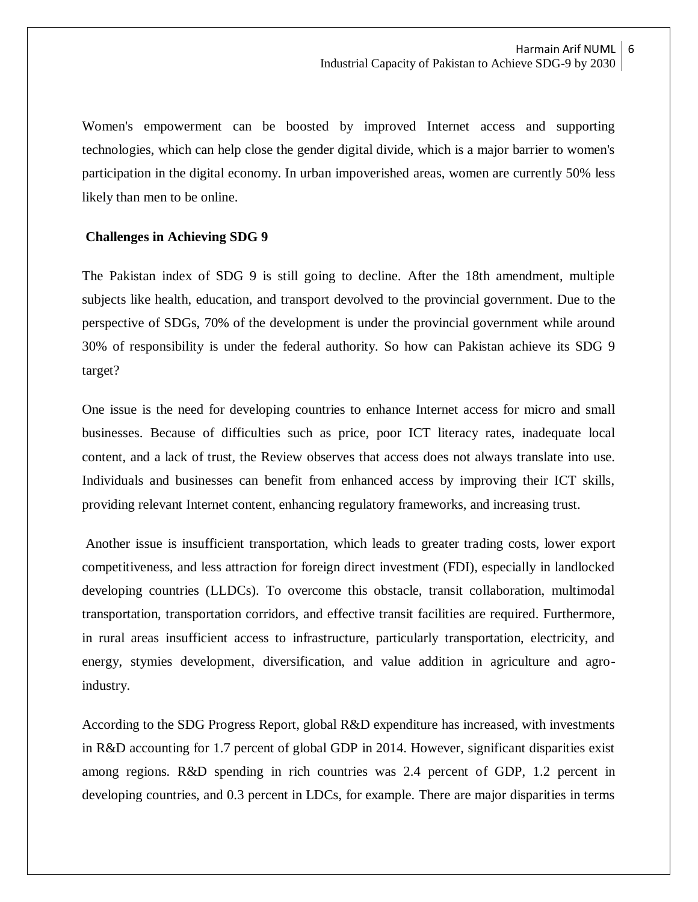Women's empowerment can be boosted by improved Internet access and supporting technologies, which can help close the gender digital divide, which is a major barrier to women's participation in the digital economy. In urban impoverished areas, women are currently 50% less likely than men to be online.

## Challenges in Achieving SDG 9

The Pakistan index of SDG 9 is still going to decline. After the 18th amendment, multiple subjects like health, education, and transport devolved to the provincial government. Due to the perspective of SDGs, 70% of the development is under the provincial government while around 30% of responsibility is under the federal authority. So how can Pakistan achieve its SDG 9 target?

One issue is the need for developing countries to enhance Internet access for micro and small businesses. Because of difficulties such as price, poor ICT literacy rates, inadequate local content, and a lack of trust, the Review observes that access does not always translate into use. Individuals and businesses can benefit from enhanced access by improving their ICT skills, providing relevant Internet content, enhancing regulatory frameworks, and increasing trust.

Another issue is insufficient transportation, which leads to greater trading costs, lower export competitiveness, and less attraction for foreign direct investment (FDI), especially in landlocked developing countries (LLDCs). To overcome this obstacle, transit collaboration, multimodal transportation, transportation corridors, and effective transit facilities are required. Furthermore, in rural areas insufficient access to infrastructure, particularly transportation, electricity, and energy, stymies development, diversification, and value addition in agriculture and agro-industry.

According to the SDG Progress Report, global R&D expenditure has increased, with investments in R&D accounting for 1.7 percent of global GDP in 2014. However, significant disparities exist among regions. R&D spending in rich countries was 2.4 percent of GDP, 1.2 percent in developing countries, and 0.3 percent in LDCs, for example. There are major disparities in terms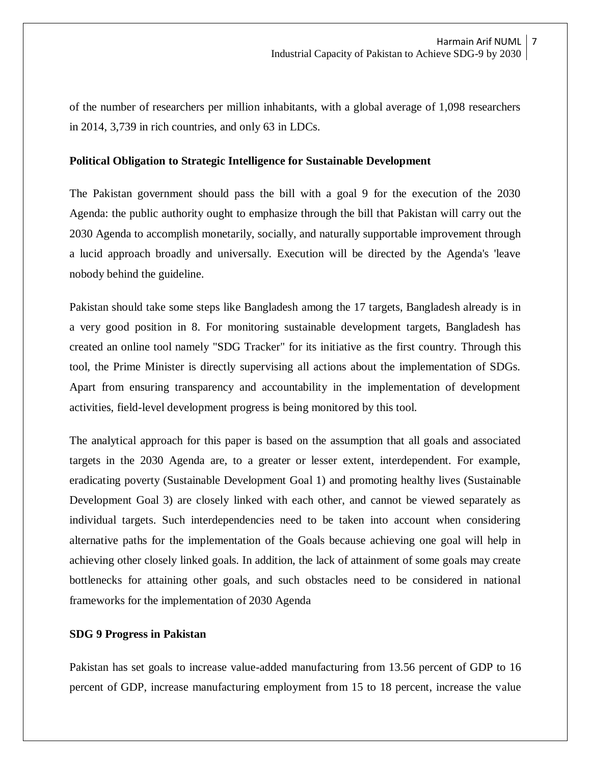of the number of researchers per million inhabitants, with a global average of 1,098 researchers in 2014, 3,739 in rich countries, and only 63 in LDCs.

**Political Obligation to Strategic Intelligence for Sustainable Development**

The Pakistan government should pass the bill with a goal 9 for the execution of the 2030 Agenda: the public authority ought to emphasize through the bill that Pakistan will carry out the 2030 Agenda to accomplish monetarily, socially, and naturally supportable improvement through a lucid approach broadly and universally. Execution will be directed by the Agenda's 'leave nobody behind the guideline.

Pakistan should take some steps like Bangladesh among the 17 targets, Bangladesh already is in a very good position in 8. For monitoring sustainable development targets, Bangladesh has created an online tool namely "SDG Tracker" for its initiative as the first country. Through this tool, the Prime Minister is directly supervising all actions about the implementation of SDGs. Apart from ensuring transparency and accountability in the implementation of development activities, field-level development progress is being monitored by this tool.

The analytical approach for this paper is based on the assumption that all goals and associated targets in the 2030 Agenda are, to a greater or lesser extent, interdependent. For example, eradicating poverty (Sustainable Development Goal 1) and promoting healthy lives (Sustainable Development Goal 3) are closely linked with each other, and cannot be viewed separately as individual targets. Such interdependencies need to be taken into account when considering alternative paths for the implementation of the Goals because achieving one goal will help in achieving other closely linked goals. In addition, the lack of attainment of some goals may create bottlenecks for attaining other goals, and such obstacles need to be considered in national frameworks for the implementation of 2030 Agenda

**SDG 9 Progress in Pakistan**

Pakistan has set goals to increase value-added manufacturing from 13.56 percent of GDP to 16 percent of GDP, increase manufacturing employment from 15 to 18 percent, increase the value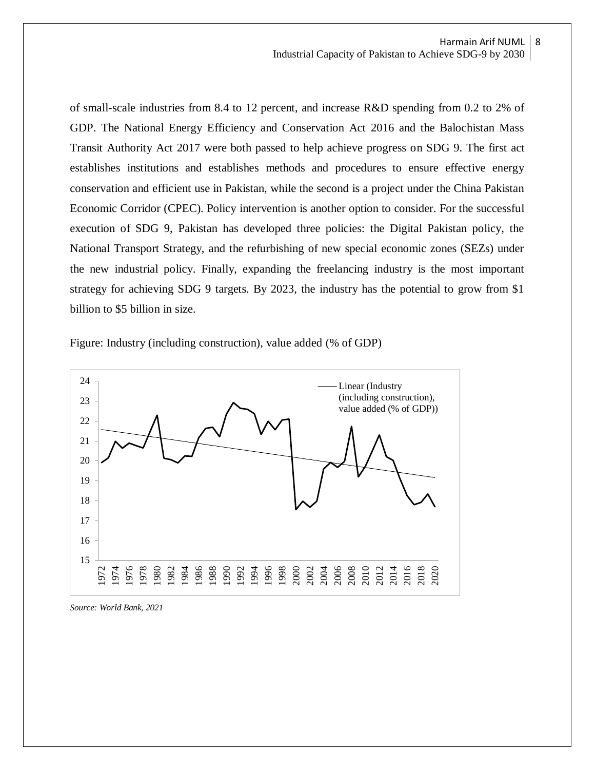of small-scale industries from 8.4 to 12 percent, and increase R&D spending from 0.2 to 2% of GDP. The National Energy Efficiency and Conservation Act 2016 and the Balochistan Mass Transit Authority Act 2017 were both passed to help achieve progress on SDG 9. The first act establishes institutions and establishes methods and procedures to ensure effective energy conservation and efficient use in Pakistan, while the second is a project under the China Pakistan Economic Corridor (CPEC). Policy intervention is another option to consider. For the successful execution of SDG 9, Pakistan has developed three policies: the Digital Pakistan policy, the National Transport Strategy, and the refurbishing of new special economic zones (SEZs) under the new industrial policy. Finally, expanding the freelancing industry is the most important strategy for achieving SDG 9 targets. By 2023, the industry has the potential to grow from $1 billion to $5 billion in size.

Figure: Industry (including construction), value added (% of GDP)

*Source: World Bank, 2021*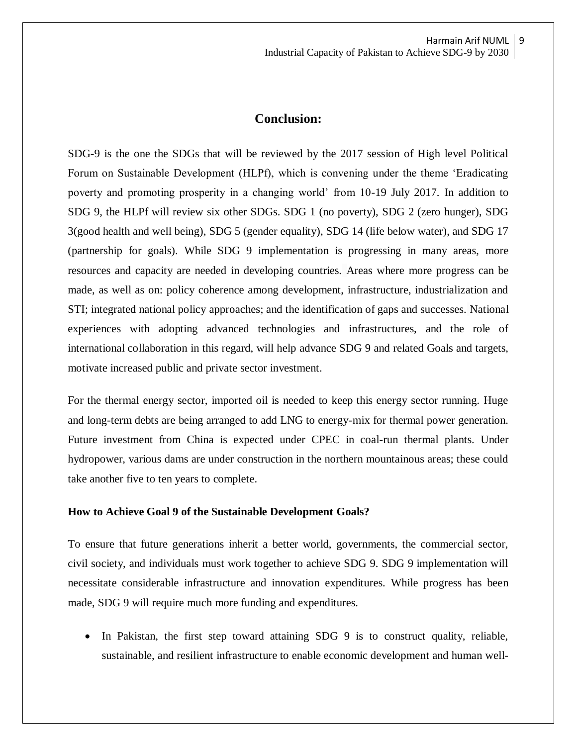## Conclusion:

SDG-9 is the one the SDGs that will be reviewed by the 2017 session of High level Political Forum on Sustainable Development (HLPf), which is convening under the theme 'Eradicating poverty and promoting prosperity in a changing world' from 10-19 July 2017. In addition to SDG 9, the HLPf will review six other SDGs. SDG 1 (no poverty), SDG 2 (zero hunger), SDG 3(good health and well being), SDG 5 (gender equality), SDG 14 (life below water), and SDG 17 (partnership for goals). While SDG 9 implementation is progressing in many areas, more resources and capacity are needed in developing countries. Areas where more progress can be made, as well as on: policy coherence among development, infrastructure, industrialization and STI; integrated national policy approaches; and the identification of gaps and successes. National experiences with adopting advanced technologies and infrastructures, and the role of international collaboration in this regard, will help advance SDG 9 and related Goals and targets, motivate increased public and private sector investment.

For the thermal energy sector, imported oil is needed to keep this energy sector running. Huge and long-term debts are being arranged to add LNG to energy-mix for thermal power generation. Future investment from China is expected under CPEC in coal-run thermal plants. Under hydropower, various dams are under construction in the northern mountainous areas; these could take another five to ten years to complete.

**How to Achieve Goal 9 of the Sustainable Development Goals?**

To ensure that future generations inherit a better world, governments, the commercial sector, civil society, and individuals must work together to achieve SDG 9. SDG 9 implementation will necessitate considerable infrastructure and innovation expenditures. While progress has been made, SDG 9 will require much more funding and expenditures.

- In Pakistan, the first step toward attaining SDG 9 is to construct quality, reliable, sustainable, and resilient infrastructure to enable economic development and human well-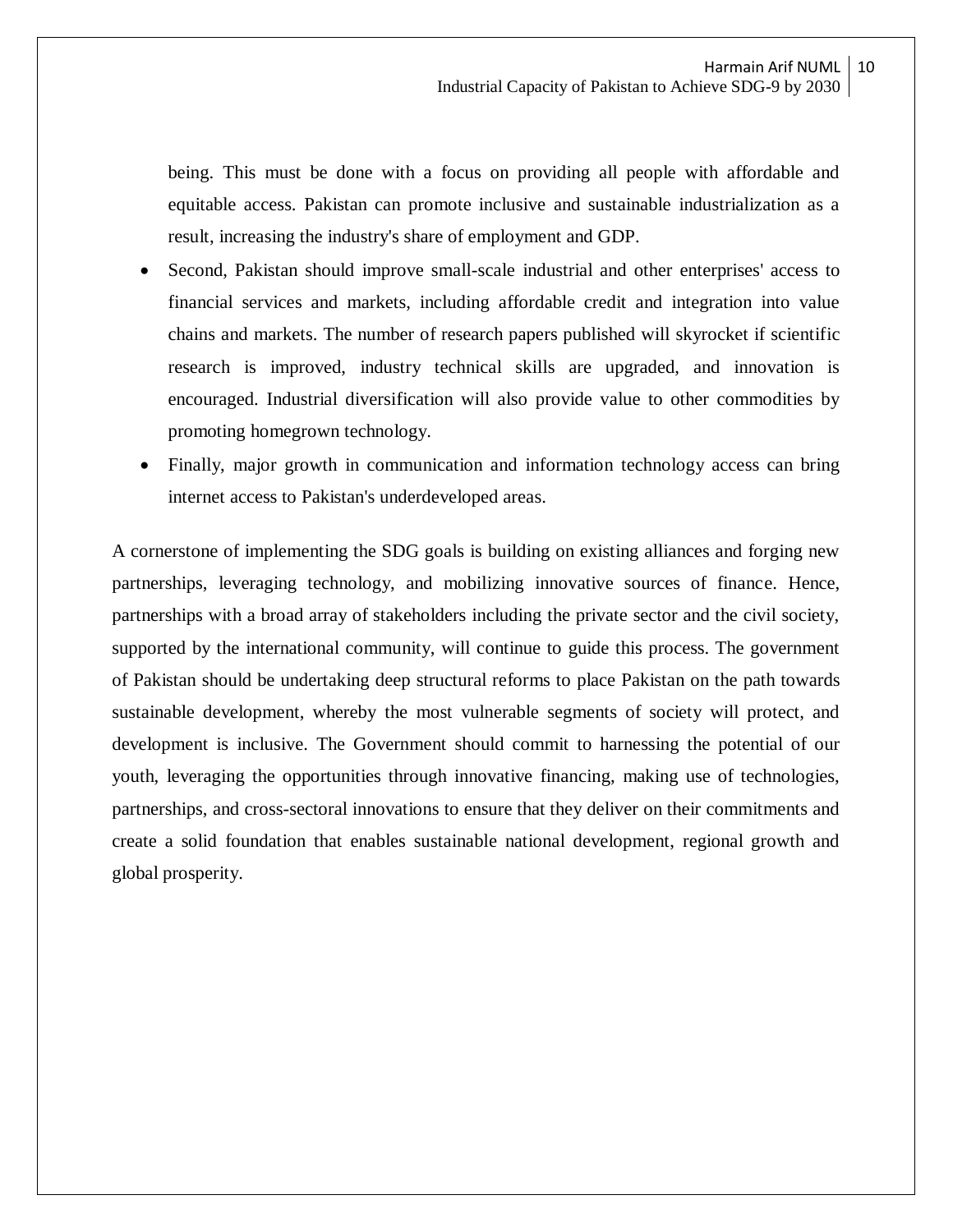being. This must be done with a focus on providing all people with affordable and equitable access. Pakistan can promote inclusive and sustainable industrialization as a result, increasing the industry's share of employment and GDP.

- Second, Pakistan should improve small-scale industrial and other enterprises' access to financial services and markets, including affordable credit and integration into value chains and markets. The number of research papers published will skyrocket if scientific research is improved, industry technical skills are upgraded, and innovation is encouraged. Industrial diversification will also provide value to other commodities by promoting homegrown technology.
- Finally, major growth in communication and information technology access can bring internet access to Pakistan's underdeveloped areas.

A cornerstone of implementing the SDG goals is building on existing alliances and forging new partnerships, leveraging technology, and mobilizing innovative sources of finance. Hence, partnerships with a broad array of stakeholders including the private sector and the civil society, supported by the international community, will continue to guide this process. The government of Pakistan should be undertaking deep structural reforms to place Pakistan on the path towards sustainable development, whereby the most vulnerable segments of society will protect, and development is inclusive. The Government should commit to harnessing the potential of our youth, leveraging the opportunities through innovative financing, making use of technologies, partnerships, and cross-sectoral innovations to ensure that they deliver on their commitments and create a solid foundation that enables sustainable national development, regional growth and global prosperity.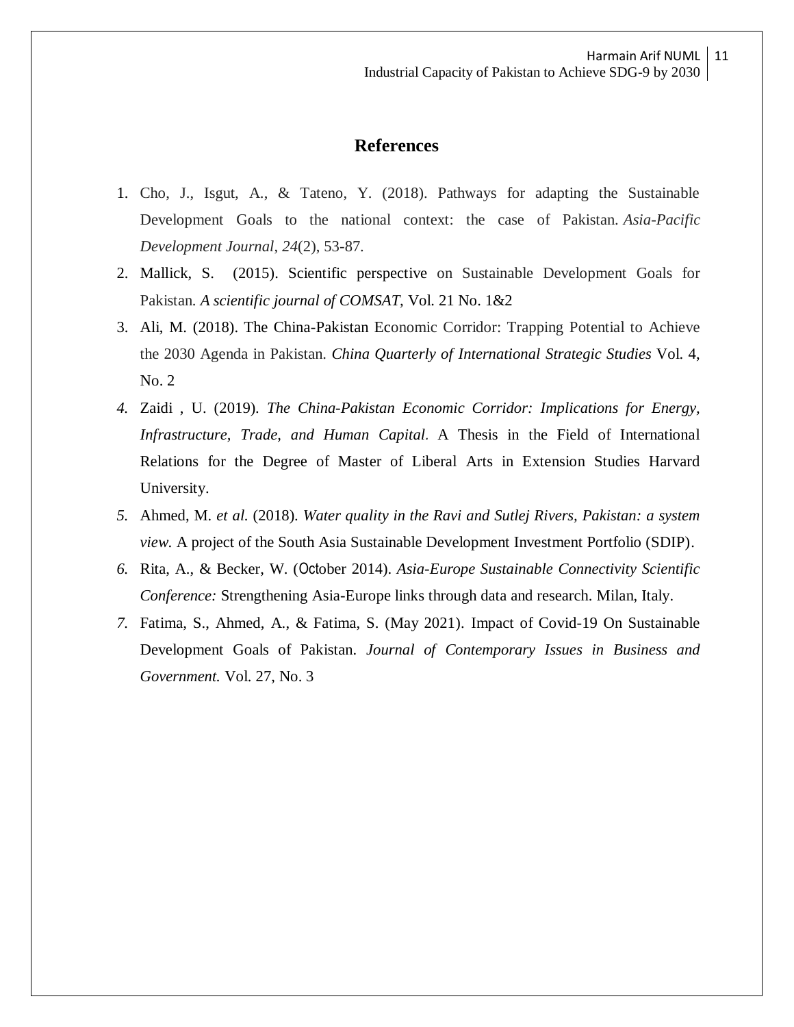# References

1. Cho, J., Isgut, A., & Tateno, Y. (2018). Pathways for adapting the Sustainable Development Goals to the national context: the case of Pakistan. *Asia-Pacific Development Journal*, *24*(2), 53-87.
2. Mallick, S. (2015). Scientific perspective on Sustainable Development Goals for Pakistan. *A scientific journal of COMSAT*, Vol. 21 No. 1&2
3. Ali, M. (2018). The China-Pakistan Economic Corridor: Trapping Potential to Achieve the 2030 Agenda in Pakistan. *China Quarterly of International Strategic Studies* Vol. 4, No. 2
4. Zaidi , U. (2019). *The China-Pakistan Economic Corridor: Implications for Energy, Infrastructure, Trade, and Human Capital*. A Thesis in the Field of International Relations for the Degree of Master of Liberal Arts in Extension Studies Harvard University.
5. Ahmed, M. *et al.* (2018). *Water quality in the Ravi and Sutlej Rivers, Pakistan: a system view.* A project of the South Asia Sustainable Development Investment Portfolio (SDIP).
6. Rita, A., & Becker, W. (October 2014). *Asia-Europe Sustainable Connectivity Scientific Conference:* Strengthening Asia-Europe links through data and research. Milan, Italy.
7. Fatima, S., Ahmed, A., & Fatima, S. (May 2021). Impact of Covid-19 On Sustainable Development Goals of Pakistan. *Journal of Contemporary Issues in Business and Government.* Vol. 27, No. 3